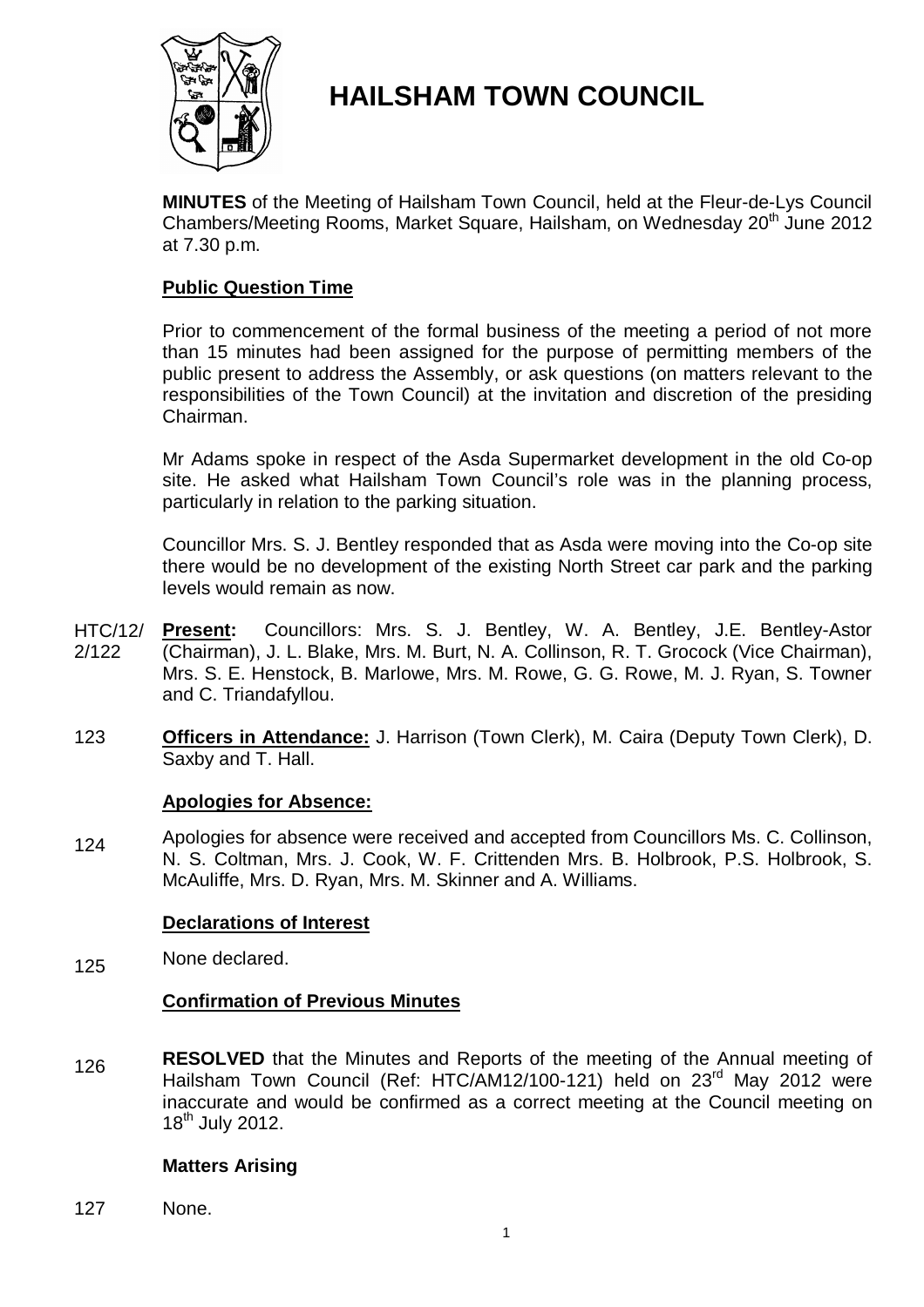# HAILSHAM TOWN COUNCIL

**MINUTES** of the Meeting of Hailsham Town Council, held at the Fleur-de-Lys Council Chambers/Meeting Rooms, Market Square, Hailsham, on Wednesday 20th June 2012 at 7.30 p.m.

## Public Question Time

Prior to commencement of the formal business of the meeting a period of not more than 15 minutes had been assigned for the purpose of permitting members of the public present to address the Assembly, or ask questions (on matters relevant to the responsibilities of the Town Council) at the invitation and discretion of the presiding Chairman.

Mr Adams spoke in respect of the Asda Supermarket development in the old Co-op site. He asked what Hailsham Town Council's role was in the planning process, particularly in relation to the parking situation.

Councillor Mrs. S. J. Bentley responded that as Asda were moving into the Co-op site there would be no development of the existing North Street car park and the parking levels would remain as now.

HTC/12/2/122 **Present:** Councillors: Mrs. S. J. Bentley, W. A. Bentley, J.E. Bentley-Astor (Chairman), J. L. Blake, Mrs. M. Burt, N. A. Collinson, R. T. Grocock (Vice Chairman), Mrs. S. E. Henstock, B. Marlowe, Mrs. M. Rowe, G. G. Rowe, M. J. Ryan, S. Towner and C. Triandafyllou.

123 **Officers in Attendance:** J. Harrison (Town Clerk), M. Caira (Deputy Town Clerk), D. Saxby and T. Hall.

## Apologies for Absence:

124 Apologies for absence were received and accepted from Councillors Ms. C. Collinson, N. S. Coltman, Mrs. J. Cook, W. F. Crittenden Mrs. B. Holbrook, P.S. Holbrook, S. McAuliffe, Mrs. D. Ryan, Mrs. M. Skinner and A. Williams.

## Declarations of Interest

125 None declared.

## Confirmation of Previous Minutes

126 **RESOLVED** that the Minutes and Reports of the meeting of the Annual meeting of Hailsham Town Council (Ref: HTC/AM12/100-121) held on 23rd May 2012 were inaccurate and would be confirmed as a correct meeting at the Council meeting on 18th July 2012.

## Matters Arising

127 None.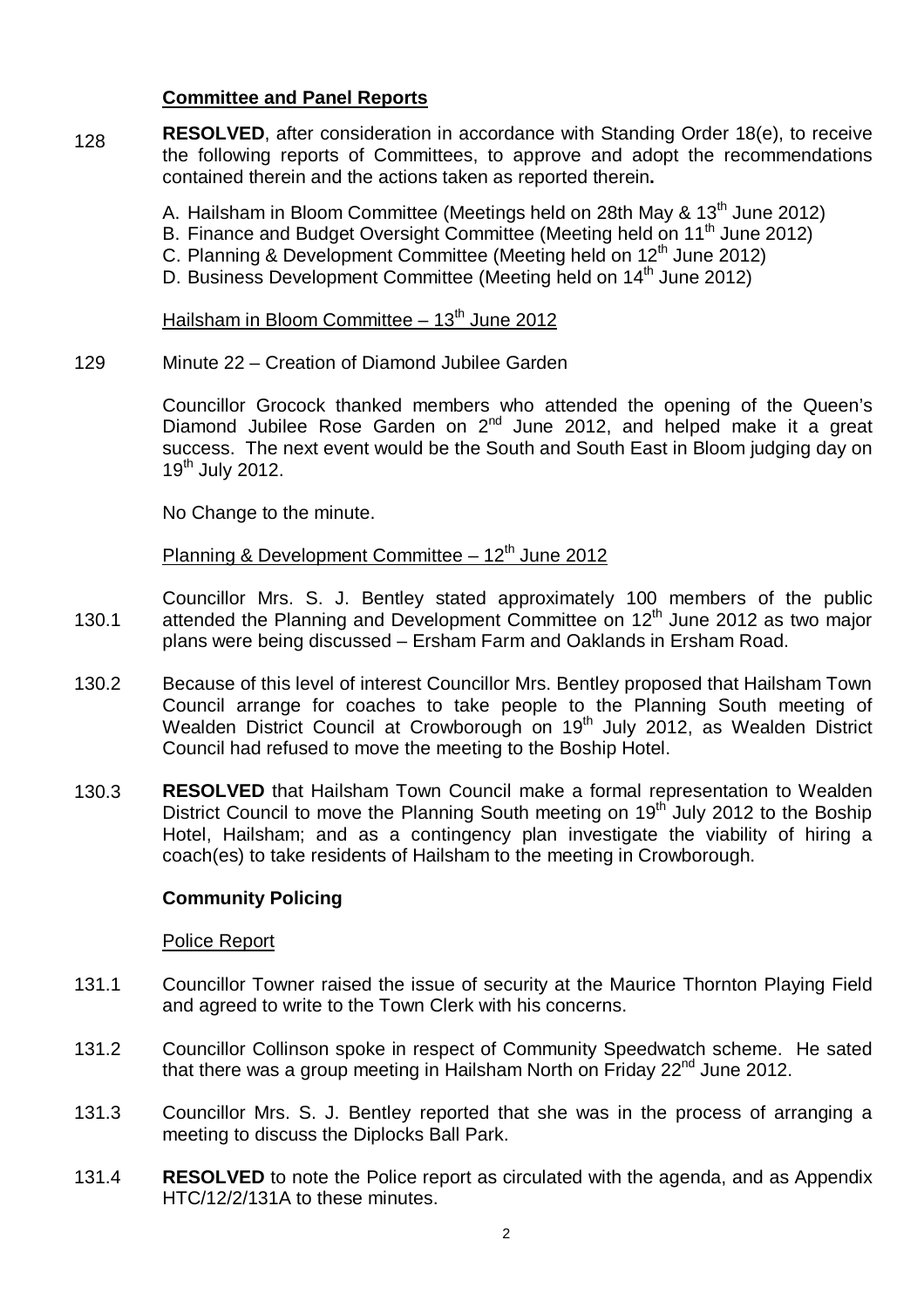## Committee and Panel Reports

128 **RESOLVED**, after consideration in accordance with Standing Order 18(e), to receive the following reports of Committees, to approve and adopt the recommendations contained therein and the actions taken as reported therein**.**

A. Hailsham in Bloom Committee (Meetings held on 28th May & 13th June 2012)
B. Finance and Budget Oversight Committee (Meeting held on 11th June 2012)
C. Planning & Development Committee (Meeting held on 12th June 2012)
D. Business Development Committee (Meeting held on 14th June 2012)

Hailsham in Bloom Committee – 13th June 2012

129 Minute 22 – Creation of Diamond Jubilee Garden

Councillor Grocock thanked members who attended the opening of the Queen's Diamond Jubilee Rose Garden on 2nd June 2012, and helped make it a great success. The next event would be the South and South East in Bloom judging day on 19th July 2012.

No Change to the minute.

Planning & Development Committee – 12th June 2012

130.1 Councillor Mrs. S. J. Bentley stated approximately 100 members of the public attended the Planning and Development Committee on 12th June 2012 as two major plans were being discussed – Ersham Farm and Oaklands in Ersham Road.

130.2 Because of this level of interest Councillor Mrs. Bentley proposed that Hailsham Town Council arrange for coaches to take people to the Planning South meeting of Wealden District Council at Crowborough on 19th July 2012, as Wealden District Council had refused to move the meeting to the Boship Hotel.

130.3 **RESOLVED** that Hailsham Town Council make a formal representation to Wealden District Council to move the Planning South meeting on 19th July 2012 to the Boship Hotel, Hailsham; and as a contingency plan investigate the viability of hiring a coach(es) to take residents of Hailsham to the meeting in Crowborough.

## Community Policing

Police Report

131.1 Councillor Towner raised the issue of security at the Maurice Thornton Playing Field and agreed to write to the Town Clerk with his concerns.

131.2 Councillor Collinson spoke in respect of Community Speedwatch scheme. He sated that there was a group meeting in Hailsham North on Friday 22nd June 2012.

131.3 Councillor Mrs. S. J. Bentley reported that she was in the process of arranging a meeting to discuss the Diplocks Ball Park.

131.4 **RESOLVED** to note the Police report as circulated with the agenda, and as Appendix HTC/12/2/131A to these minutes.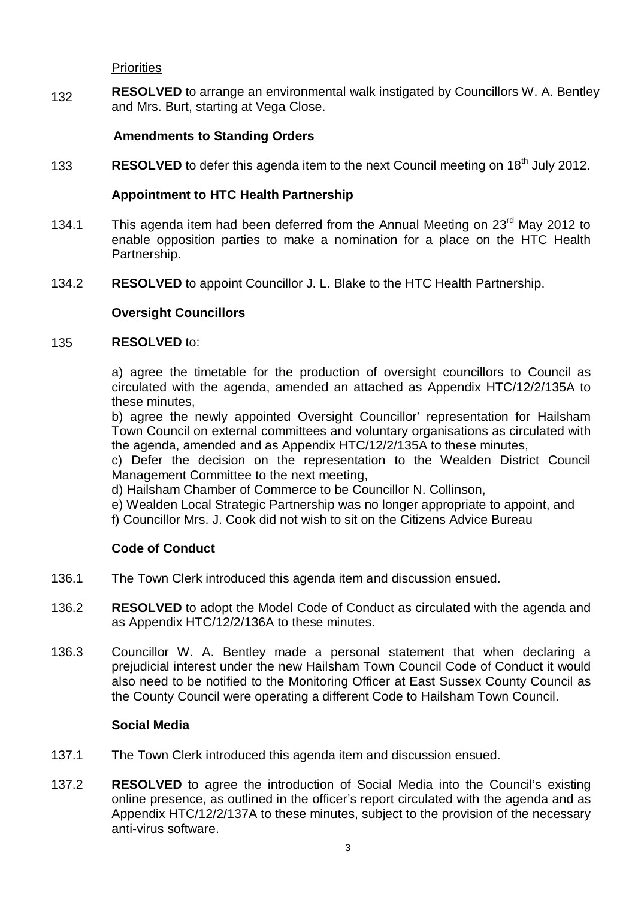Priorities

132 **RESOLVED** to arrange an environmental walk instigated by Councillors W. A. Bentley and Mrs. Burt, starting at Vega Close.

**Amendments to Standing Orders**

133 **RESOLVED** to defer this agenda item to the next Council meeting on 18th July 2012.

**Appointment to HTC Health Partnership**

134.1 This agenda item had been deferred from the Annual Meeting on 23rd May 2012 to enable opposition parties to make a nomination for a place on the HTC Health Partnership.

134.2 **RESOLVED** to appoint Councillor J. L. Blake to the HTC Health Partnership.

**Oversight Councillors**

135 **RESOLVED** to:

a) agree the timetable for the production of oversight councillors to Council as circulated with the agenda, amended an attached as Appendix HTC/12/2/135A to these minutes,

b) agree the newly appointed Oversight Councillor' representation for Hailsham Town Council on external committees and voluntary organisations as circulated with the agenda, amended and as Appendix HTC/12/2/135A to these minutes,

c) Defer the decision on the representation to the Wealden District Council Management Committee to the next meeting,

d) Hailsham Chamber of Commerce to be Councillor N. Collinson,

e) Wealden Local Strategic Partnership was no longer appropriate to appoint, and

f) Councillor Mrs. J. Cook did not wish to sit on the Citizens Advice Bureau

**Code of Conduct**

136.1 The Town Clerk introduced this agenda item and discussion ensued.

136.2 **RESOLVED** to adopt the Model Code of Conduct as circulated with the agenda and as Appendix HTC/12/2/136A to these minutes.

136.3 Councillor W. A. Bentley made a personal statement that when declaring a prejudicial interest under the new Hailsham Town Council Code of Conduct it would also need to be notified to the Monitoring Officer at East Sussex County Council as the County Council were operating a different Code to Hailsham Town Council.

**Social Media**

137.1 The Town Clerk introduced this agenda item and discussion ensued.

137.2 **RESOLVED** to agree the introduction of Social Media into the Council's existing online presence, as outlined in the officer's report circulated with the agenda and as Appendix HTC/12/2/137A to these minutes, subject to the provision of the necessary anti-virus software.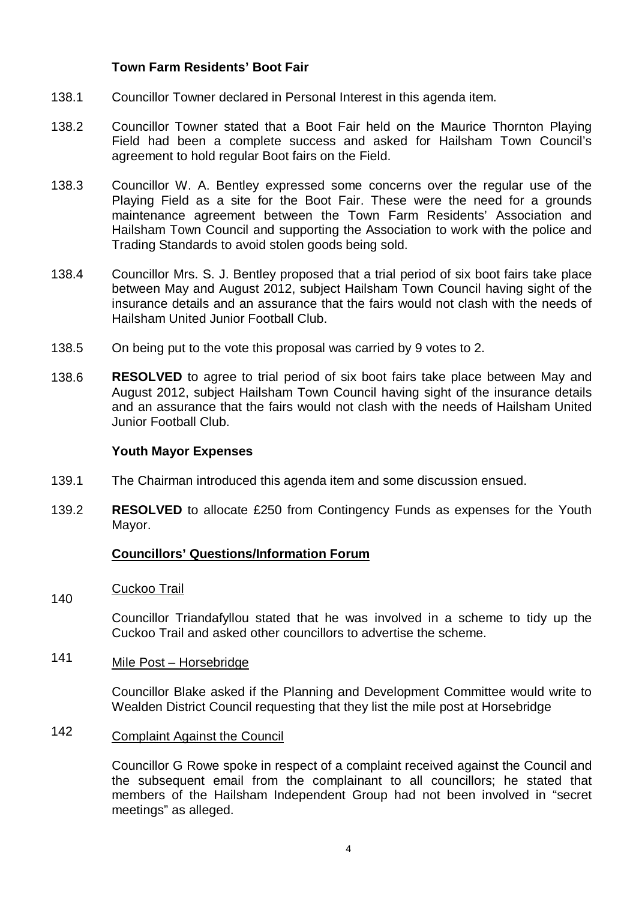**Town Farm Residents' Boot Fair**

138.1 Councillor Towner declared in Personal Interest in this agenda item.

138.2 Councillor Towner stated that a Boot Fair held on the Maurice Thornton Playing Field had been a complete success and asked for Hailsham Town Council's agreement to hold regular Boot fairs on the Field.

138.3 Councillor W. A. Bentley expressed some concerns over the regular use of the Playing Field as a site for the Boot Fair. These were the need for a grounds maintenance agreement between the Town Farm Residents' Association and Hailsham Town Council and supporting the Association to work with the police and Trading Standards to avoid stolen goods being sold.

138.4 Councillor Mrs. S. J. Bentley proposed that a trial period of six boot fairs take place between May and August 2012, subject Hailsham Town Council having sight of the insurance details and an assurance that the fairs would not clash with the needs of Hailsham United Junior Football Club.

138.5 On being put to the vote this proposal was carried by 9 votes to 2.

138.6 **RESOLVED** to agree to trial period of six boot fairs take place between May and August 2012, subject Hailsham Town Council having sight of the insurance details and an assurance that the fairs would not clash with the needs of Hailsham United Junior Football Club.

**Youth Mayor Expenses**

139.1 The Chairman introduced this agenda item and some discussion ensued.

139.2 **RESOLVED** to allocate £250 from Contingency Funds as expenses for the Youth Mayor.

**Councillors' Questions/Information Forum**

140 Cuckoo Trail

Councillor Triandafyllou stated that he was involved in a scheme to tidy up the Cuckoo Trail and asked other councillors to advertise the scheme.

141 Mile Post – Horsebridge

Councillor Blake asked if the Planning and Development Committee would write to Wealden District Council requesting that they list the mile post at Horsebridge

142 Complaint Against the Council

Councillor G Rowe spoke in respect of a complaint received against the Council and the subsequent email from the complainant to all councillors; he stated that members of the Hailsham Independent Group had not been involved in "secret meetings" as alleged.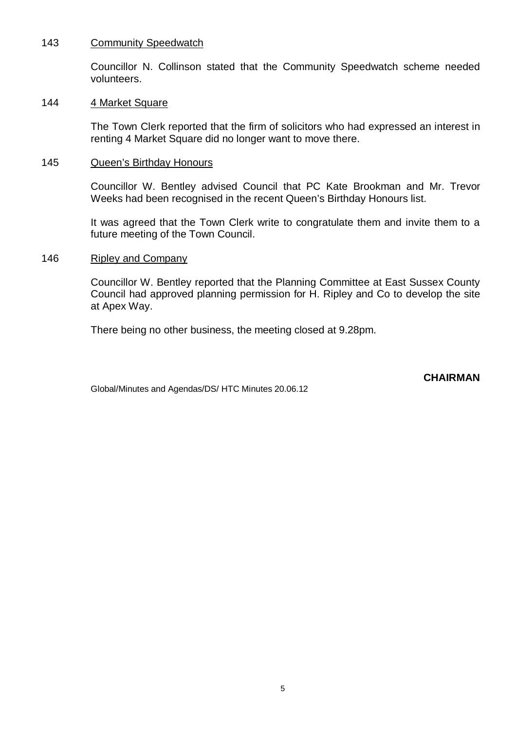143 Community Speedwatch

Councillor N. Collinson stated that the Community Speedwatch scheme needed volunteers.

144 4 Market Square

The Town Clerk reported that the firm of solicitors who had expressed an interest in renting 4 Market Square did no longer want to move there.

145 Queen's Birthday Honours

Councillor W. Bentley advised Council that PC Kate Brookman and Mr. Trevor Weeks had been recognised in the recent Queen's Birthday Honours list.

It was agreed that the Town Clerk write to congratulate them and invite them to a future meeting of the Town Council.

146 Ripley and Company

Councillor W. Bentley reported that the Planning Committee at East Sussex County Council had approved planning permission for H. Ripley and Co to develop the site at Apex Way.

There being no other business, the meeting closed at 9.28pm.

**CHAIRMAN**

Global/Minutes and Agendas/DS/ HTC Minutes 20.06.12